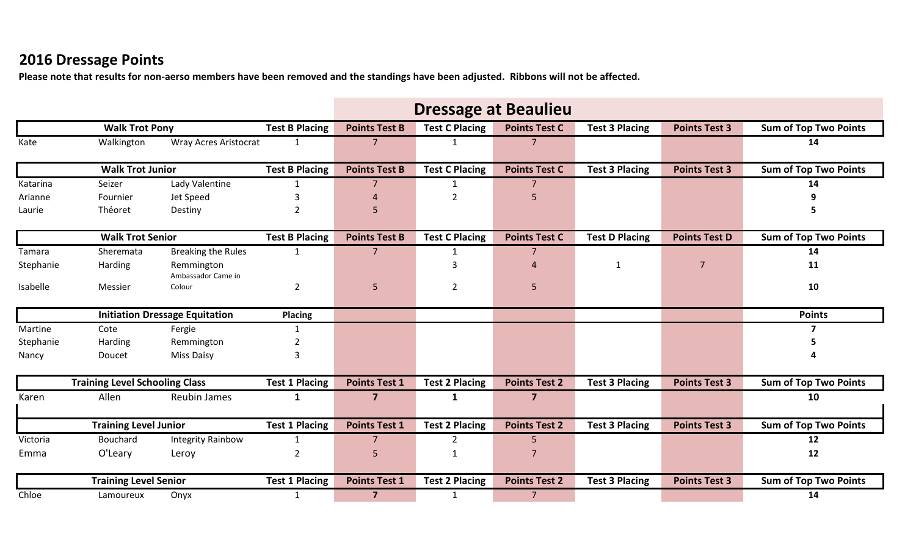# 2016 Dressage Points

**Please note that results for non-aerso members have been removed and the standings have been adjusted. Ribbons will not be affected.**

## Dressage at Beaulieu

| | Walk Trot Pony | | Test B Placing | Points Test B | Test C Placing | Points Test C | Test 3 Placing | Points Test 3 | Sum of Top Two Points |
|---|---|---|---|---|---|---|---|---|---|
| Kate | Walkington | Wray Acres Aristocrat | 1 | 7 | 1 | 7 | | | 14 |

| | Walk Trot Junior | | Test B Placing | Points Test B | Test C Placing | Points Test C | Test 3 Placing | Points Test 3 | Sum of Top Two Points |
|---|---|---|---|---|---|---|---|---|---|
| Katarina | Seizer | Lady Valentine | 1 | 7 | 1 | 7 | | | 14 |
| Arianne | Fournier | Jet Speed | 3 | 4 | 2 | 5 | | | 9 |
| Laurie | Théoret | Destiny | 2 | 5 | | | | | 5 |

| | Walk Trot Senior | | Test B Placing | Points Test B | Test C Placing | Points Test C | Test D Placing | Points Test D | Sum of Top Two Points |
|---|---|---|---|---|---|---|---|---|---|
| Tamara | Sheremata | Breaking the Rules | 1 | 7 | 1 | 7 | | | 14 |
| Stephanie | Harding | Remmington | | | 3 | 4 | 1 | 7 | 11 |
| Isabelle | Messier | Ambassador Came in Colour | 2 | 5 | 2 | 5 | | | 10 |

| | Initiation Dressage Equitation | | Placing | | | | | | Points |
|---|---|---|---|---|---|---|---|---|---|
| Martine | Cote | Fergie | 1 | | | | | | 7 |
| Stephanie | Harding | Remmington | 2 | | | | | | 5 |
| Nancy | Doucet | Miss Daisy | 3 | | | | | | 4 |

| | Training Level Schooling Class | | Test 1 Placing | Points Test 1 | Test 2 Placing | Points Test 2 | Test 3 Placing | Points Test 3 | Sum of Top Two Points |
|---|---|---|---|---|---|---|---|---|---|
| Karen | Allen | Reubin James | 1 | 7 | 1 | 7 | | | 10 |

| | Training Level Junior | | Test 1 Placing | Points Test 1 | Test 2 Placing | Points Test 2 | Test 3 Placing | Points Test 3 | Sum of Top Two Points |
|---|---|---|---|---|---|---|---|---|---|
| Victoria | Bouchard | Integrity Rainbow | 1 | 7 | 2 | 5 | | | 12 |
| Emma | O'Leary | Leroy | 2 | 5 | 1 | 7 | | | 12 |

| | Training Level Senior | | Test 1 Placing | Points Test 1 | Test 2 Placing | Points Test 2 | Test 3 Placing | Points Test 3 | Sum of Top Two Points |
|---|---|---|---|---|---|---|---|---|---|
| Chloe | Lamoureux | Onyx | 1 | 7 | 1 | 7 | | | 14 |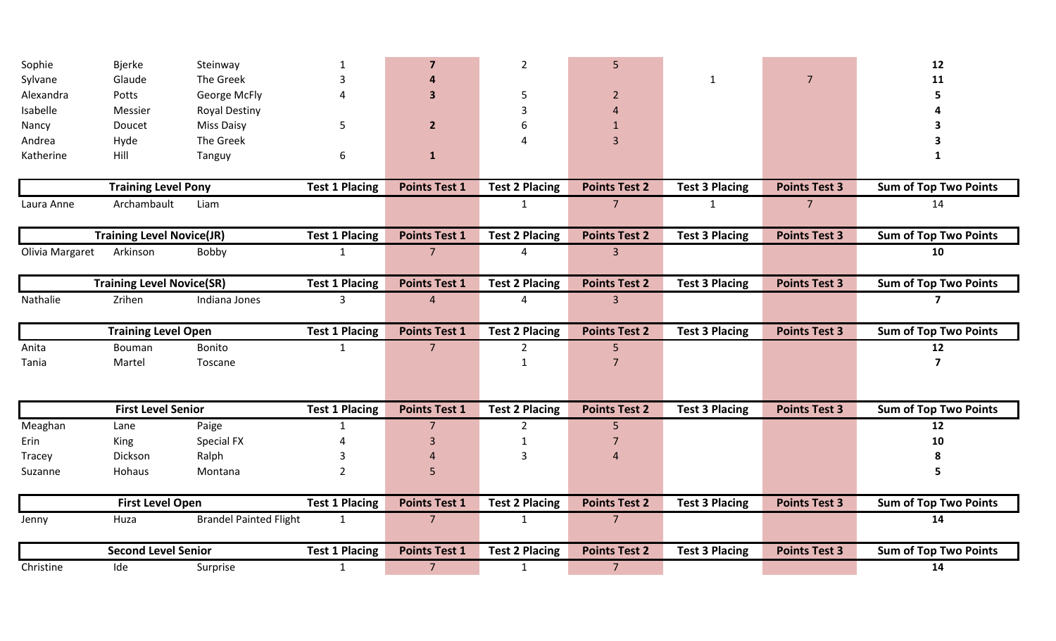| | | | | | | | | | |
|---|---|---|---|---|---|---|---|---|---|
| Sophie | Bjerke | Steinway | 1 | **7** | 2 | 5 | | | **12** |
| Sylvane | Glaude | The Greek | 3 | **4** | | | 1 | 7 | **11** |
| Alexandra | Potts | George McFly | 4 | **3** | 5 | 2 | | | **5** |
| Isabelle | Messier | Royal Destiny | | | 3 | 4 | | | **4** |
| Nancy | Doucet | Miss Daisy | 5 | **2** | 6 | 1 | | | **3** |
| Andrea | Hyde | The Greek | | | 4 | 3 | | | **3** |
| Katherine | Hill | Tanguy | 6 | **1** | | | | | **1** |

| Training Level Pony | | | Test 1 Placing | Points Test 1 | Test 2 Placing | Points Test 2 | Test 3 Placing | Points Test 3 | Sum of Top Two Points |
|---|---|---|---|---|---|---|---|---|---|
| Laura Anne | Archambault | Liam | | | 1 | 7 | 1 | 7 | 14 |

| Training Level Novice(JR) | | | Test 1 Placing | Points Test 1 | Test 2 Placing | Points Test 2 | Test 3 Placing | Points Test 3 | Sum of Top Two Points |
|---|---|---|---|---|---|---|---|---|---|
| Olivia Margaret | Arkinson | Bobby | 1 | 7 | 4 | 3 | | | **10** |

| Training Level Novice(SR) | | | Test 1 Placing | Points Test 1 | Test 2 Placing | Points Test 2 | Test 3 Placing | Points Test 3 | Sum of Top Two Points |
|---|---|---|---|---|---|---|---|---|---|
| Nathalie | Zrihen | Indiana Jones | 3 | 4 | 4 | 3 | | | **7** |

| Training Level Open | | | Test 1 Placing | Points Test 1 | Test 2 Placing | Points Test 2 | Test 3 Placing | Points Test 3 | Sum of Top Two Points |
|---|---|---|---|---|---|---|---|---|---|
| Anita | Bouman | Bonito | 1 | 7 | 2 | 5 | | | **12** |
| Tania | Martel | Toscane | | | 1 | 7 | | | **7** |

| First Level Senior | | | Test 1 Placing | Points Test 1 | Test 2 Placing | Points Test 2 | Test 3 Placing | Points Test 3 | Sum of Top Two Points |
|---|---|---|---|---|---|---|---|---|---|
| Meaghan | Lane | Paige | 1 | 7 | 2 | 5 | | | **12** |
| Erin | King | Special FX | 4 | 3 | 1 | 7 | | | **10** |
| Tracey | Dickson | Ralph | 3 | 4 | 3 | 4 | | | **8** |
| Suzanne | Hohaus | Montana | 2 | 5 | | | | | **5** |

| First Level Open | | | Test 1 Placing | Points Test 1 | Test 2 Placing | Points Test 2 | Test 3 Placing | Points Test 3 | Sum of Top Two Points |
|---|---|---|---|---|---|---|---|---|---|
| Jenny | Huza | Brandel Painted Flight | 1 | 7 | 1 | 7 | | | **14** |

| Second Level Senior | | | Test 1 Placing | Points Test 1 | Test 2 Placing | Points Test 2 | Test 3 Placing | Points Test 3 | Sum of Top Two Points |
|---|---|---|---|---|---|---|---|---|---|
| Christine | Ide | Surprise | 1 | 7 | 1 | 7 | | | **14** |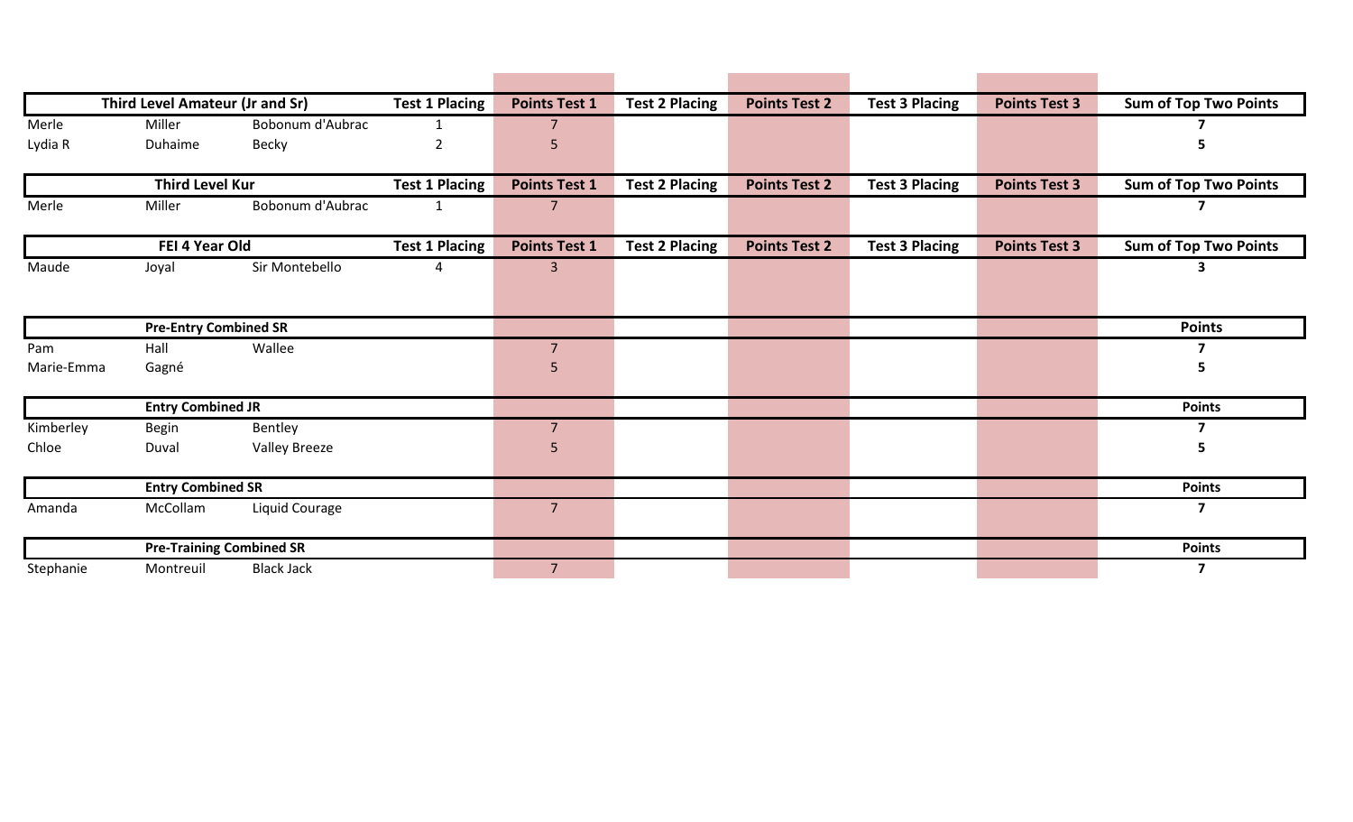| | Third Level Amateur (Jr and Sr) | | Test 1 Placing | Points Test 1 | Test 2 Placing | Points Test 2 | Test 3 Placing | Points Test 3 | Sum of Top Two Points |
|---|---|---|---|---|---|---|---|---|---|
| Merle | Miller | Bobonum d'Aubrac | 1 | 7 | | | | | 7 |
| Lydia R | Duhaime | Becky | 2 | 5 | | | | | 5 |

| | Third Level Kur | | Test 1 Placing | Points Test 1 | Test 2 Placing | Points Test 2 | Test 3 Placing | Points Test 3 | Sum of Top Two Points |
|---|---|---|---|---|---|---|---|---|---|
| Merle | Miller | Bobonum d'Aubrac | 1 | 7 | | | | | 7 |

| | FEI 4 Year Old | | Test 1 Placing | Points Test 1 | Test 2 Placing | Points Test 2 | Test 3 Placing | Points Test 3 | Sum of Top Two Points |
|---|---|---|---|---|---|---|---|---|---|
| Maude | Joyal | Sir Montebello | 4 | 3 | | | | | 3 |

| | Pre-Entry Combined SR | | | | | | | | Points |
|---|---|---|---|---|---|---|---|---|---|
| Pam | Hall | Wallee | | 7 | | | | | 7 |
| Marie-Emma | Gagné | | | 5 | | | | | 5 |

| | Entry Combined JR | | | | | | | | Points |
|---|---|---|---|---|---|---|---|---|---|
| Kimberley | Begin | Bentley | | 7 | | | | | 7 |
| Chloe | Duval | Valley Breeze | | 5 | | | | | 5 |

| | Entry Combined SR | | | | | | | | Points |
|---|---|---|---|---|---|---|---|---|---|
| Amanda | McCollam | Liquid Courage | | 7 | | | | | 7 |

| | Pre-Training Combined SR | | | | | | | | Points |
|---|---|---|---|---|---|---|---|---|---|
| Stephanie | Montreuil | Black Jack | | 7 | | | | | 7 |